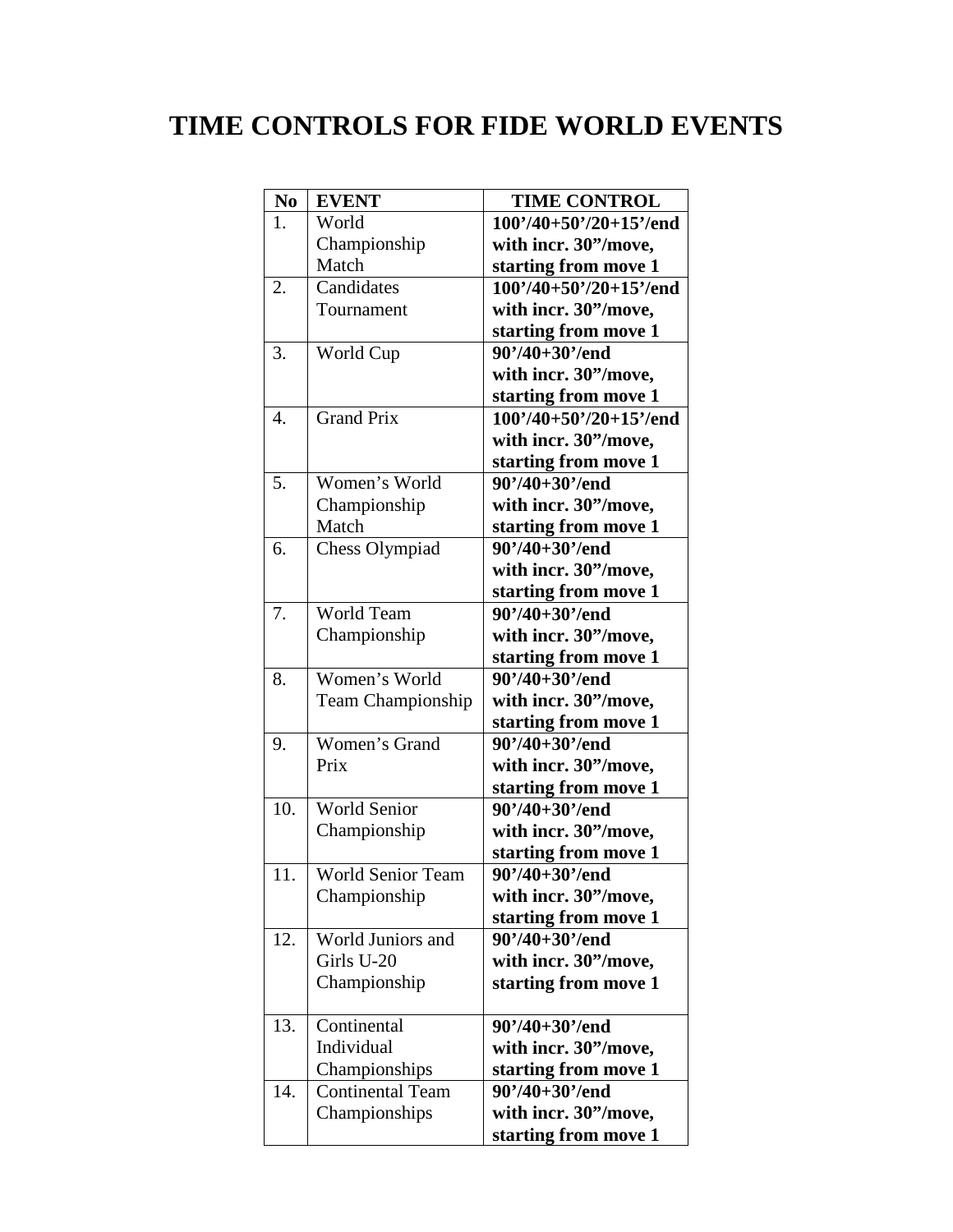# TIME CONTROLS FOR FIDE WORLD EVENTS

| No | EVENT | TIME CONTROL |
|---|---|---|
| 1. | World Championship Match | **100'/40+50'/20+15'/end with incr. 30"/move, starting from move 1** |
| 2. | Candidates Tournament | **100'/40+50'/20+15'/end with incr. 30"/move, starting from move 1** |
| 3. | World Cup | **90'/40+30'/end with incr. 30"/move, starting from move 1** |
| 4. | Grand Prix | **100'/40+50'/20+15'/end with incr. 30"/move, starting from move 1** |
| 5. | Women's World Championship Match | **90'/40+30'/end with incr. 30"/move, starting from move 1** |
| 6. | Chess Olympiad | **90'/40+30'/end with incr. 30"/move, starting from move 1** |
| 7. | World Team Championship | **90'/40+30'/end with incr. 30"/move, starting from move 1** |
| 8. | Women's World Team Championship | **90'/40+30'/end with incr. 30"/move, starting from move 1** |
| 9. | Women's Grand Prix | **90'/40+30'/end with incr. 30"/move, starting from move 1** |
| 10. | World Senior Championship | **90'/40+30'/end with incr. 30"/move, starting from move 1** |
| 11. | World Senior Team Championship | **90'/40+30'/end with incr. 30"/move, starting from move 1** |
| 12. | World Juniors and Girls U-20 Championship | **90'/40+30'/end with incr. 30"/move, starting from move 1** |
| 13. | Continental Individual Championships | **90'/40+30'/end with incr. 30"/move, starting from move 1** |
| 14. | Continental Team Championships | **90'/40+30'/end with incr. 30"/move, starting from move 1** |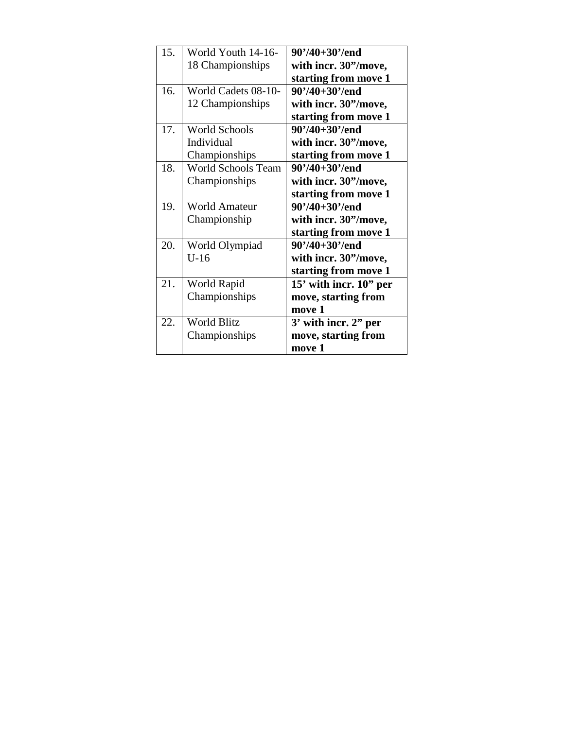| | | |
|---|---|---|
| 15. | World Youth 14-16-18 Championships | **90’/40+30’/end with incr. 30”/move, starting from move 1** |
| 16. | World Cadets 08-10-12 Championships | **90’/40+30’/end with incr. 30”/move, starting from move 1** |
| 17. | World Schools Individual Championships | **90’/40+30’/end with incr. 30”/move, starting from move 1** |
| 18. | World Schools Team Championships | **90’/40+30’/end with incr. 30”/move, starting from move 1** |
| 19. | World Amateur Championship | **90’/40+30’/end with incr. 30”/move, starting from move 1** |
| 20. | World Olympiad U-16 | **90’/40+30’/end with incr. 30”/move, starting from move 1** |
| 21. | World Rapid Championships | **15’ with incr. 10” per move, starting from move 1** |
| 22. | World Blitz Championships | **3’ with incr. 2” per move, starting from move 1** |